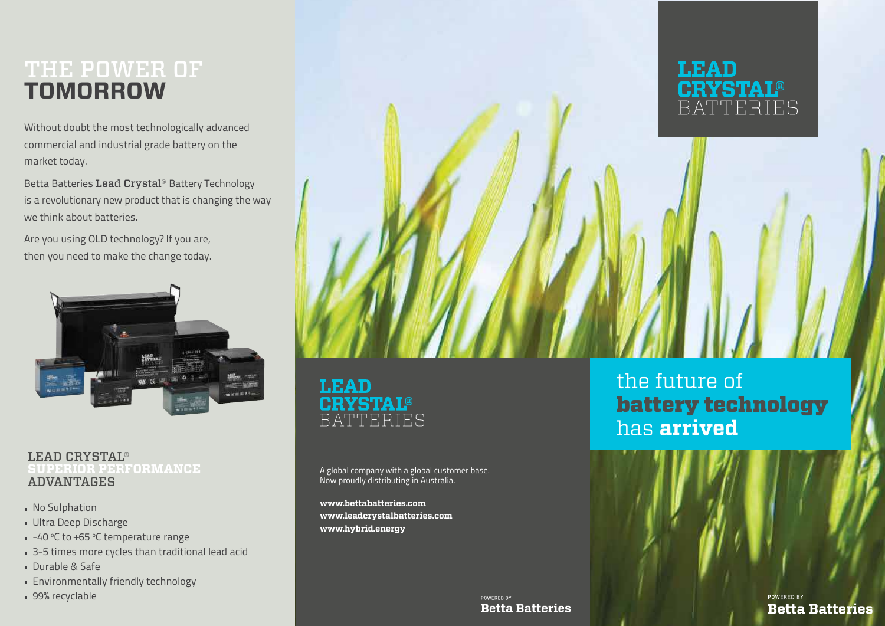# THE POWER OF TOMORROW

Without doubt the most technologically advanced commercial and industrial grade battery on the market today.

Betta Batteries **Lead Crystal**® Battery Technology is a revolutionary new product that is changing the way we think about batteries.

Are you using OLD technology? If you are, then you need to make the change today.

## LEAD CRYSTAL® SUPERIOR PERFORMANCE ADVANTAGES

- No Sulphation
- Ultra Deep Discharge
- -40 °C to +65 °C temperature range
- 3-5 times more cycles than traditional lead acid
- Durable & Safe
- Environmentally friendly technology
- 99% recyclable

## LEAD CRYSTAL® BATTERIES

A global company with a global customer base.
Now proudly distributing in Australia.

**www.bettabatteries.com**
**www.leadcrystalbatteries.com**
**www.hybrid.energy**

POWERED BY
**Betta Batteries**

# LEAD CRYSTAL® BATTERIES

the future of **battery technology** has **arrived**

POWERED BY
**Betta Batteries**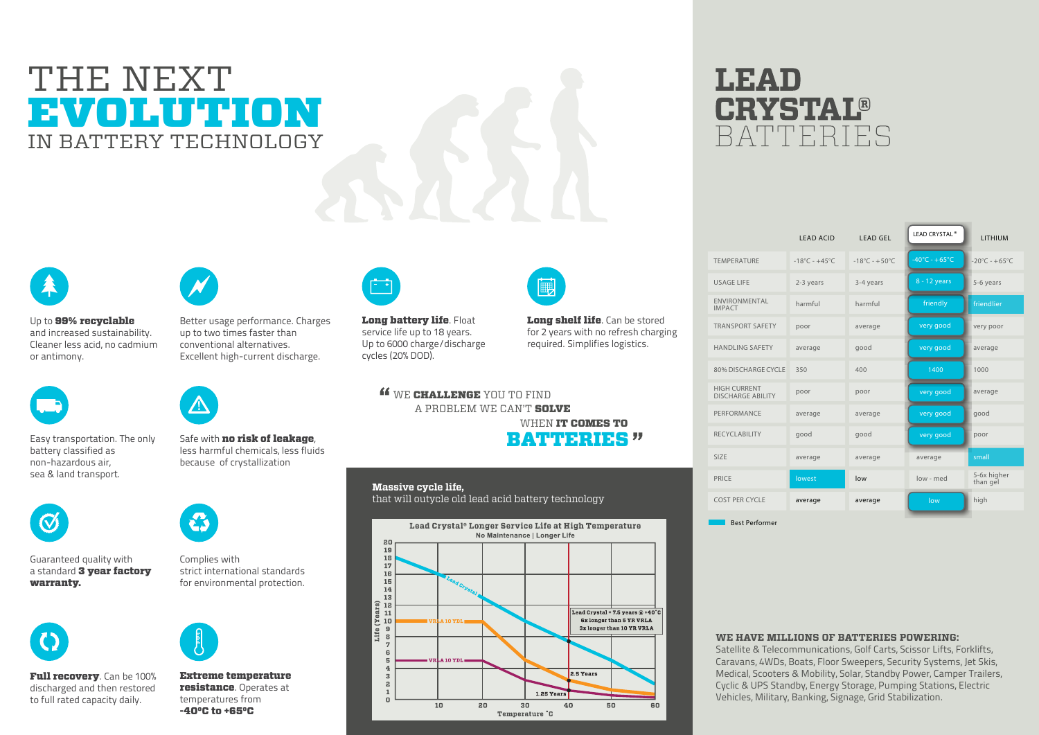# THE NEXT **EVOLUTION** IN BATTERY TECHNOLOGY

Up to **99% recyclable** and increased sustainability. Cleaner less acid, no cadmium or antimony.

Better usage performance. Charges up to two times faster than conventional alternatives. Excellent high-current discharge.

**Long battery life**. Float service life up to 18 years. Up to 6000 charge/discharge cycles (20% DOD).

**Long shelf life**. Can be stored for 2 years with no refresh charging required. Simplifies logistics.

Easy transportation. The only battery classified as non-hazardous air, sea & land transport.

Safe with **no risk of leakage**, less harmful chemicals, less fluids because of crystallization

Guaranteed quality with a standard **3 year factory warranty.**

Complies with strict international standards for environmental protection.

**Full recovery**. Can be 100% discharged and then restored to full rated capacity daily.

**Extreme temperature resistance**. Operates at temperatures from **-40ºC to +65ºC**

> “ WE **CHALLENGE** YOU TO FIND A PROBLEM WE CAN'T **SOLVE** WHEN **IT COMES TO BATTERIES** ”

**Massive cycle life,**
that will outcycle old lead acid battery technology

Lead Crystal® Longer Service Life at High Temperature
No Maintenance | Longer Life

Life (Years)
0 1 2 3 4 5 6 7 8 9 10 11 12 13 14 15 16 17 18 19 20
Temperature °C
10 20 30 40 50 60
Lead Crystal
VRLA 10 YDL
VRLA 10 YDL
Lead Crystal = 7.5 years @ +40°C
6x longer than 5 YR VRLA
3x longer than 10 YR VRLA
2.5 Years
1.25 Years

# LEAD CRYSTAL® BATTERIES

| | LEAD ACID | LEAD GEL | LEAD CRYSTAL® | LITHIUM |
|---|---|---|---|---|
| TEMPERATURE | -18°C - +45°C | -18°C - +50°C | -40°C - +65°C | -20°C - +65°C |
| USAGE LIFE | 2-3 years | 3-4 years | 8 - 12 years | 5-6 years |
| ENVIRONMENTAL IMPACT | harmful | harmful | friendly | friendlier |
| TRANSPORT SAFETY | poor | average | very good | very poor |
| HANDLING SAFETY | average | good | very good | average |
| 80% DISCHARGE CYCLE | 350 | 400 | 1400 | 1000 |
| HIGH CURRENT DISCHARGE ABILITY | poor | poor | very good | average |
| PERFORMANCE | average | average | very good | good |
| RECYCLABILITY | good | good | very good | poor |
| SIZE | average | average | average | small |
| PRICE | lowest | low | low - med | 5-6x higher than gel |
| COST PER CYCLE | average | average | low | high |

Best Performer

**WE HAVE MILLIONS OF BATTERIES POWERING:**
Satellite & Telecommunications, Golf Carts, Scissor Lifts, Forklifts, Caravans, 4WDs, Boats, Floor Sweepers, Security Systems, Jet Skis, Medical, Scooters & Mobility, Solar, Standby Power, Camper Trailers, Cyclic & UPS Standby, Energy Storage, Pumping Stations, Electric Vehicles, Military, Banking, Signage, Grid Stabilization.